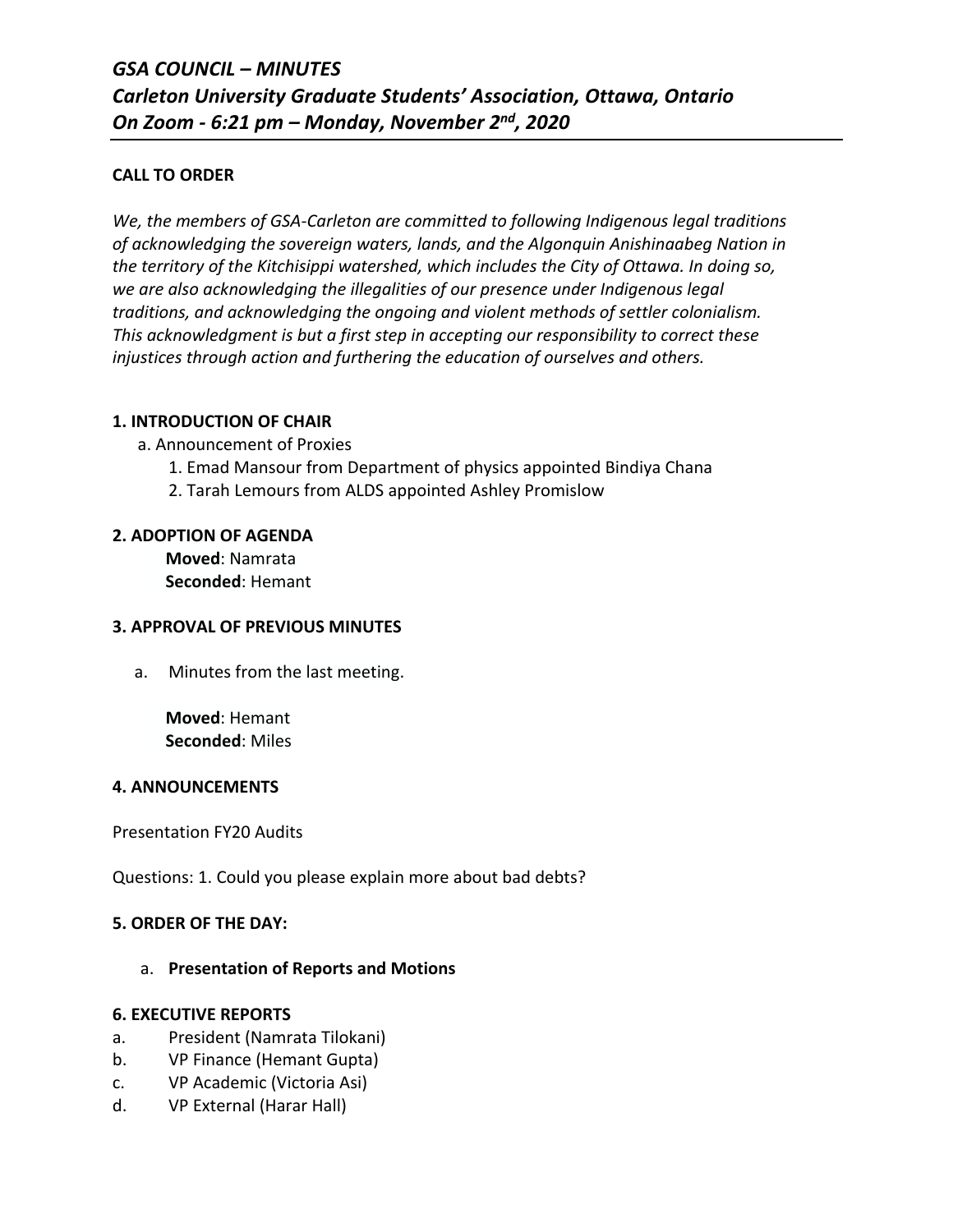# *GSA COUNCIL – MINUTES*
## *Carleton University Graduate Students' Association, Ottawa, Ontario*
## *On Zoom - 6:21 pm – Monday, November 2nd, 2020*

**CALL TO ORDER**

*We, the members of GSA-Carleton are committed to following Indigenous legal traditions of acknowledging the sovereign waters, lands, and the Algonquin Anishinaabeg Nation in the territory of the Kitchisippi watershed, which includes the City of Ottawa. In doing so, we are also acknowledging the illegalities of our presence under Indigenous legal traditions, and acknowledging the ongoing and violent methods of settler colonialism. This acknowledgment is but a first step in accepting our responsibility to correct these injustices through action and furthering the education of ourselves and others.*

**1. INTRODUCTION OF CHAIR**

a. Announcement of Proxies

1. Emad Mansour from Department of physics appointed Bindiya Chana
2. Tarah Lemours from ALDS appointed Ashley Promislow

**2. ADOPTION OF AGENDA**

**Moved**: Namrata
**Seconded**: Hemant

**3. APPROVAL OF PREVIOUS MINUTES**

a. Minutes from the last meeting.

**Moved**: Hemant
**Seconded**: Miles

**4. ANNOUNCEMENTS**

Presentation FY20 Audits

Questions: 1. Could you please explain more about bad debts?

**5. ORDER OF THE DAY:**

a. **Presentation of Reports and Motions**

**6. EXECUTIVE REPORTS**

a. President (Namrata Tilokani)
b. VP Finance (Hemant Gupta)
c. VP Academic (Victoria Asi)
d. VP External (Harar Hall)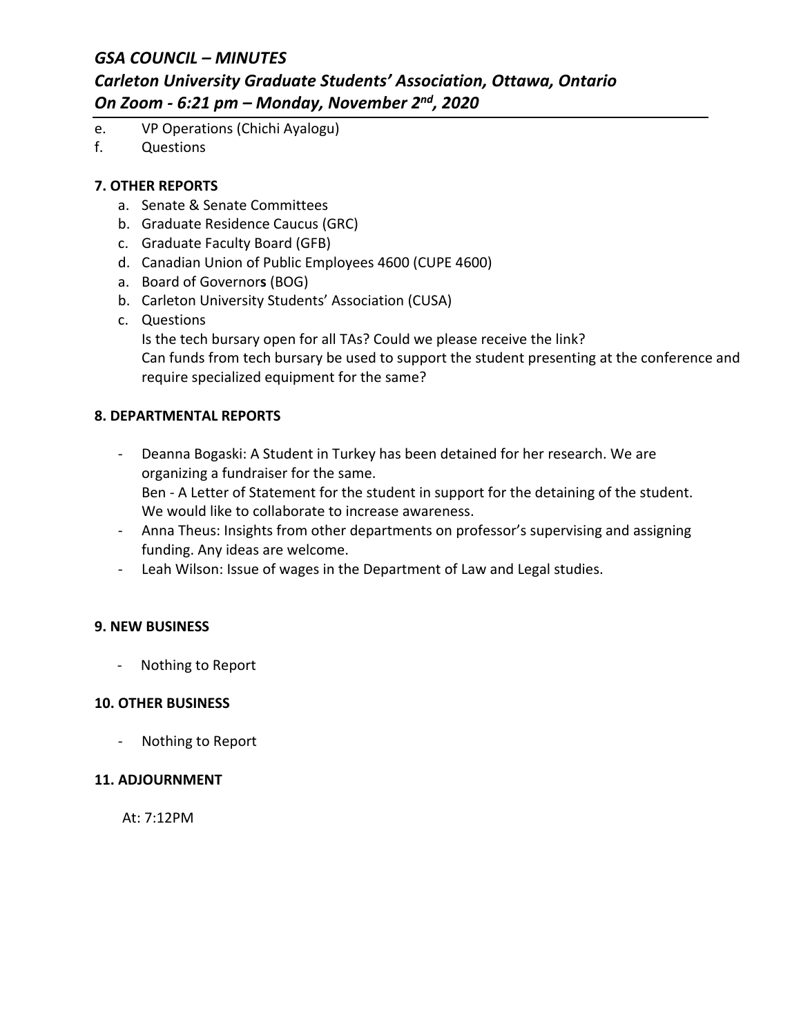e. VP Operations (Chichi Ayalogu)
f. Questions

**7. OTHER REPORTS**

a. Senate & Senate Committees
b. Graduate Residence Caucus (GRC)
c. Graduate Faculty Board (GFB)
d. Canadian Union of Public Employees 4600 (CUPE 4600)
a. Board of Governor**s** (BOG)
b. Carleton University Students' Association (CUSA)
c. Questions
   Is the tech bursary open for all TAs? Could we please receive the link?
   Can funds from tech bursary be used to support the student presenting at the conference and require specialized equipment for the same?

**8. DEPARTMENTAL REPORTS**

- Deanna Bogaski: A Student in Turkey has been detained for her research. We are organizing a fundraiser for the same.
  Ben - A Letter of Statement for the student in support for the detaining of the student. We would like to collaborate to increase awareness.
- Anna Theus: Insights from other departments on professor's supervising and assigning funding. Any ideas are welcome.
- Leah Wilson: Issue of wages in the Department of Law and Legal studies.

**9. NEW BUSINESS**

- Nothing to Report

**10. OTHER BUSINESS**

- Nothing to Report

**11. ADJOURNMENT**

At: 7:12PM